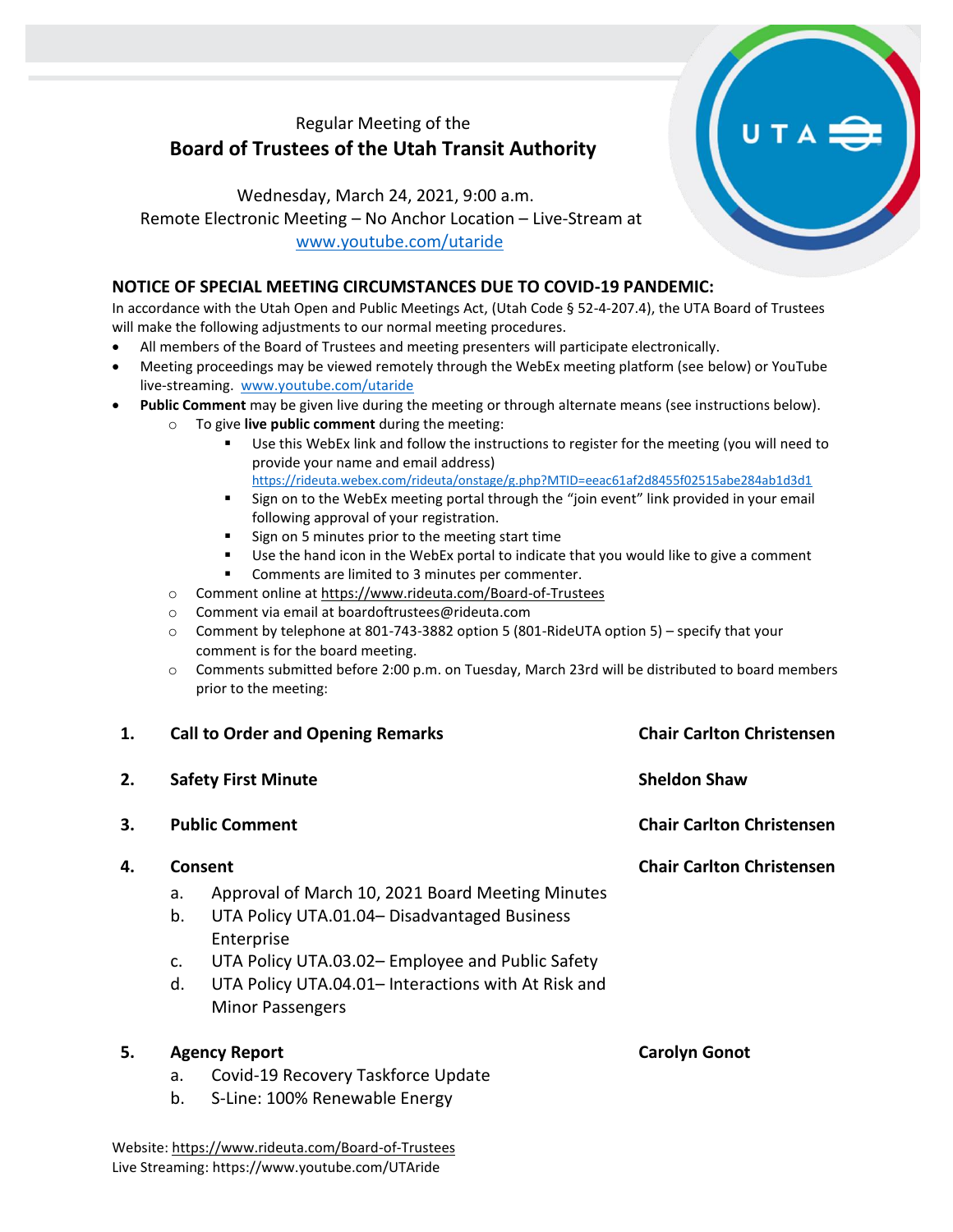Regular Meeting of the

# Board of Trustees of the Utah Transit Authority

Wednesday, March 24, 2021, 9:00 a.m.
Remote Electronic Meeting – No Anchor Location – Live-Stream at
www.youtube.com/utaride

## NOTICE OF SPECIAL MEETING CIRCUMSTANCES DUE TO COVID-19 PANDEMIC:

In accordance with the Utah Open and Public Meetings Act, (Utah Code § 52-4-207.4), the UTA Board of Trustees will make the following adjustments to our normal meeting procedures.

- All members of the Board of Trustees and meeting presenters will participate electronically.
- Meeting proceedings may be viewed remotely through the WebEx meeting platform (see below) or YouTube live-streaming. www.youtube.com/utaride
- **Public Comment** may be given live during the meeting or through alternate means (see instructions below).
    - To give **live public comment** during the meeting:
        - Use this WebEx link and follow the instructions to register for the meeting (you will need to provide your name and email address) https://rideuta.webex.com/rideuta/onstage/g.php?MTID=eeac61af2d8455f02515abe284ab1d3d1
        - Sign on to the WebEx meeting portal through the "join event" link provided in your email following approval of your registration.
        - Sign on 5 minutes prior to the meeting start time
        - Use the hand icon in the WebEx portal to indicate that you would like to give a comment
        - Comments are limited to 3 minutes per commenter.
    - Comment online at https://www.rideuta.com/Board-of-Trustees
    - Comment via email at boardoftrustees@rideuta.com
    - Comment by telephone at 801-743-3882 option 5 (801-RideUTA option 5) – specify that your comment is for the board meeting.
    - Comments submitted before 2:00 p.m. on Tuesday, March 23rd will be distributed to board members prior to the meeting:

**1. Call to Order and Opening Remarks** — **Chair Carlton Christensen**

**2. Safety First Minute** — **Sheldon Shaw**

**3. Public Comment** — **Chair Carlton Christensen**

**4. Consent** — **Chair Carlton Christensen**

a. Approval of March 10, 2021 Board Meeting Minutes
b. UTA Policy UTA.01.04– Disadvantaged Business Enterprise
c. UTA Policy UTA.03.02– Employee and Public Safety
d. UTA Policy UTA.04.01– Interactions with At Risk and Minor Passengers

**5. Agency Report** — **Carolyn Gonot**

a. Covid-19 Recovery Taskforce Update
b. S-Line: 100% Renewable Energy

Website: https://www.rideuta.com/Board-of-Trustees
Live Streaming: https://www.youtube.com/UTAride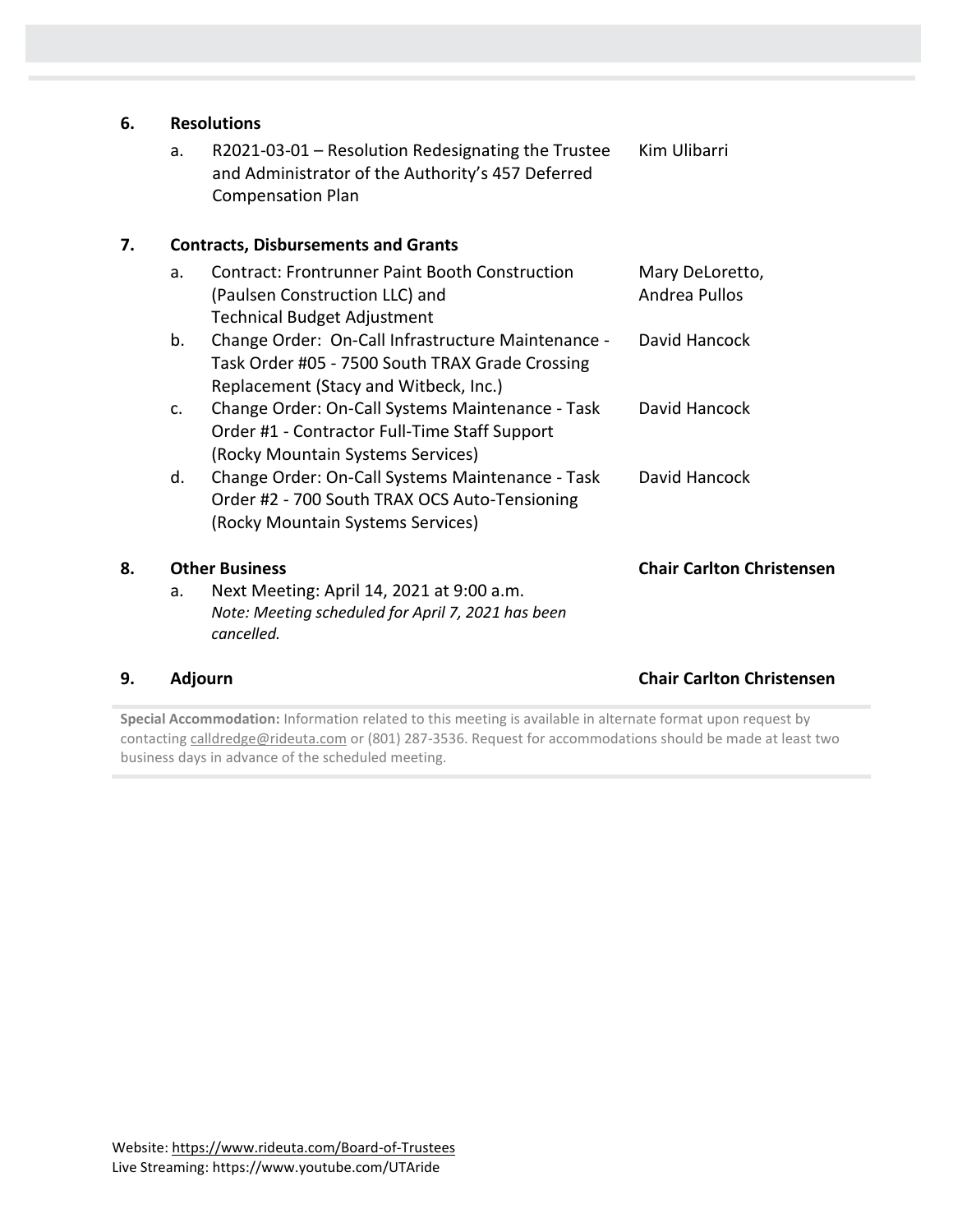**6. Resolutions**

a. R2021-03-01 – Resolution Redesignating the Trustee and Administrator of the Authority's 457 Deferred Compensation Plan — Kim Ulibarri

**7. Contracts, Disbursements and Grants**

a. Contract: Frontrunner Paint Booth Construction (Paulsen Construction LLC) and Technical Budget Adjustment — Mary DeLoretto, Andrea Pullos

b. Change Order: On-Call Infrastructure Maintenance - Task Order #05 - 7500 South TRAX Grade Crossing Replacement (Stacy and Witbeck, Inc.) — David Hancock

c. Change Order: On-Call Systems Maintenance - Task Order #1 - Contractor Full-Time Staff Support (Rocky Mountain Systems Services) — David Hancock

d. Change Order: On-Call Systems Maintenance - Task Order #2 - 700 South TRAX OCS Auto-Tensioning (Rocky Mountain Systems Services) — David Hancock

**8. Other Business** — **Chair Carlton Christensen**

a. Next Meeting: April 14, 2021 at 9:00 a.m.
*Note: Meeting scheduled for April 7, 2021 has been cancelled.*

**9. Adjourn** — **Chair Carlton Christensen**

**Special Accommodation:** Information related to this meeting is available in alternate format upon request by contacting calldredge@rideuta.com or (801) 287-3536. Request for accommodations should be made at least two business days in advance of the scheduled meeting.

Website: https://www.rideuta.com/Board-of-Trustees
Live Streaming: https://www.youtube.com/UTAride